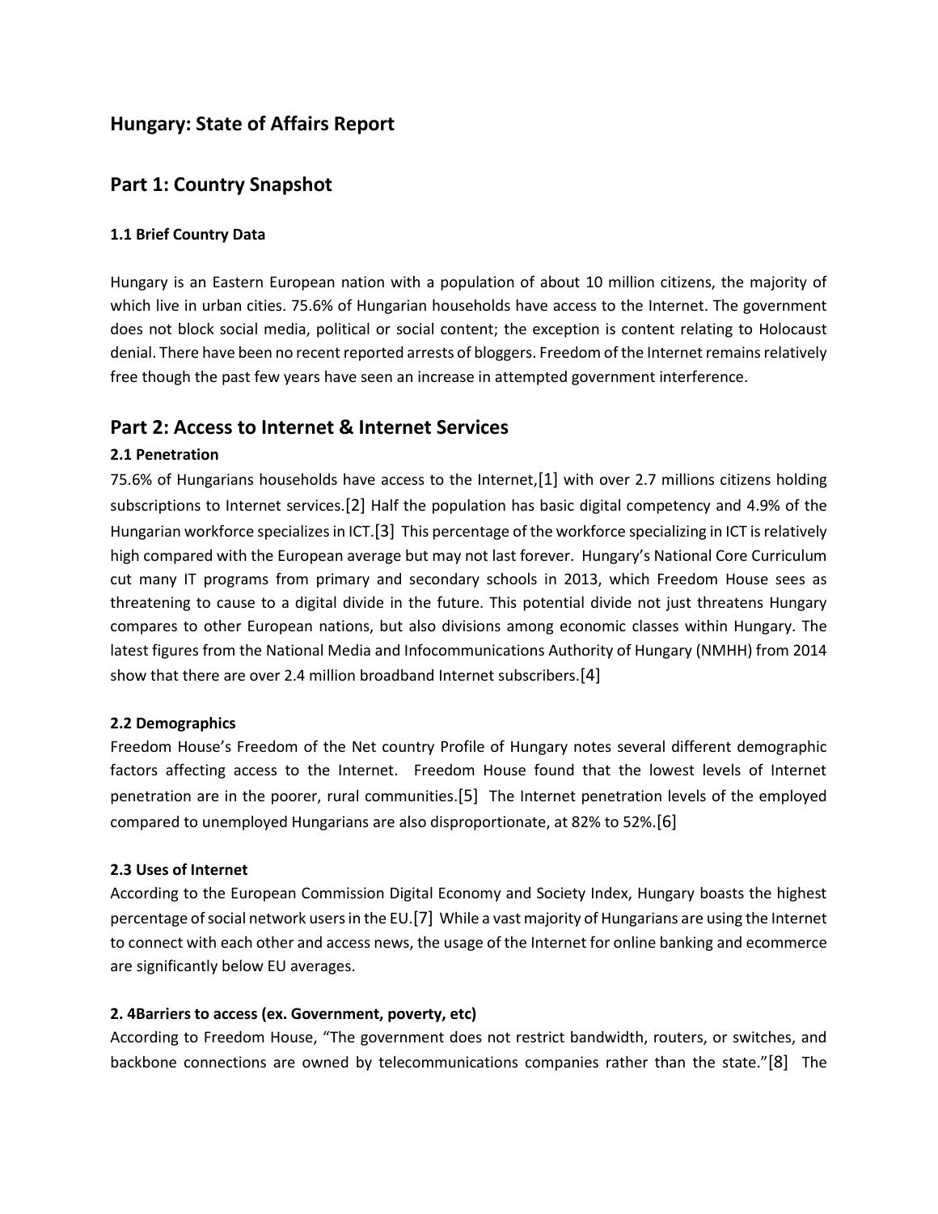# Hungary: State of Affairs Report

## Part 1: Country Snapshot

### 1.1 Brief Country Data

Hungary is an Eastern European nation with a population of about 10 million citizens, the majority of which live in urban cities. 75.6% of Hungarian households have access to the Internet. The government does not block social media, political or social content; the exception is content relating to Holocaust denial. There have been no recent reported arrests of bloggers. Freedom of the Internet remains relatively free though the past few years have seen an increase in attempted government interference.

## Part 2: Access to Internet & Internet Services

### 2.1 Penetration

75.6% of Hungarians households have access to the Internet,[1] with over 2.7 millions citizens holding subscriptions to Internet services.[2] Half the population has basic digital competency and 4.9% of the Hungarian workforce specializes in ICT.[3] This percentage of the workforce specializing in ICT is relatively high compared with the European average but may not last forever. Hungary's National Core Curriculum cut many IT programs from primary and secondary schools in 2013, which Freedom House sees as threatening to cause to a digital divide in the future. This potential divide not just threatens Hungary compares to other European nations, but also divisions among economic classes within Hungary. The latest figures from the National Media and Infocommunications Authority of Hungary (NMHH) from 2014 show that there are over 2.4 million broadband Internet subscribers.[4]

### 2.2 Demographics

Freedom House's Freedom of the Net country Profile of Hungary notes several different demographic factors affecting access to the Internet. Freedom House found that the lowest levels of Internet penetration are in the poorer, rural communities.[5] The Internet penetration levels of the employed compared to unemployed Hungarians are also disproportionate, at 82% to 52%.[6]

### 2.3 Uses of Internet

According to the European Commission Digital Economy and Society Index, Hungary boasts the highest percentage of social network users in the EU.[7] While a vast majority of Hungarians are using the Internet to connect with each other and access news, the usage of the Internet for online banking and ecommerce are significantly below EU averages.

### 2. 4Barriers to access (ex. Government, poverty, etc)

According to Freedom House, "The government does not restrict bandwidth, routers, or switches, and backbone connections are owned by telecommunications companies rather than the state."[8] The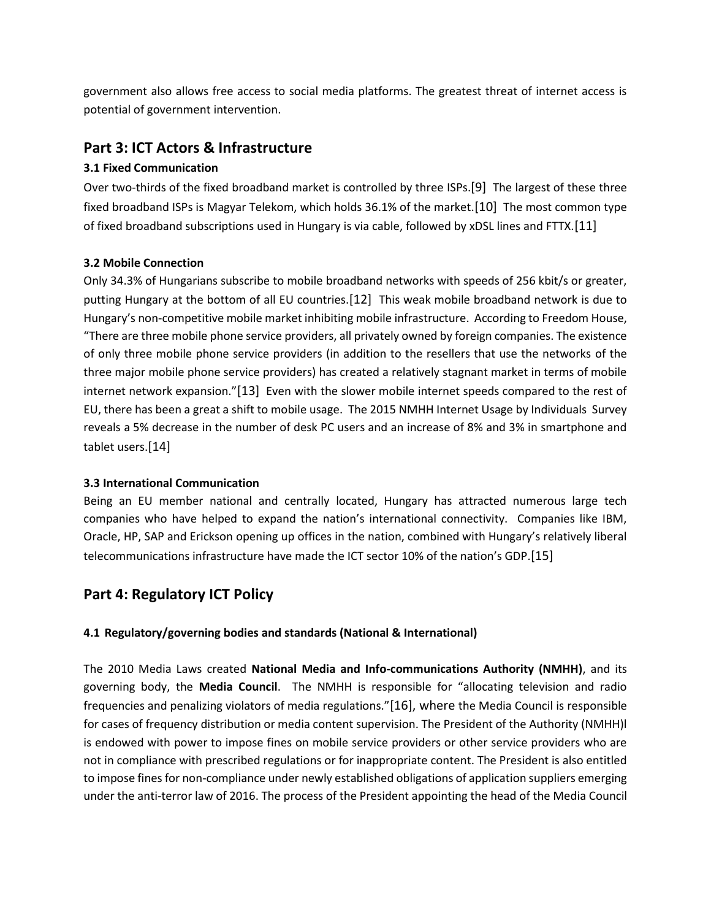government also allows free access to social media platforms. The greatest threat of internet access is potential of government intervention.

## Part 3: ICT Actors & Infrastructure

### 3.1 Fixed Communication

Over two-thirds of the fixed broadband market is controlled by three ISPs.[9] The largest of these three fixed broadband ISPs is Magyar Telekom, which holds 36.1% of the market.[10] The most common type of fixed broadband subscriptions used in Hungary is via cable, followed by xDSL lines and FTTX.[11]

### 3.2 Mobile Connection

Only 34.3% of Hungarians subscribe to mobile broadband networks with speeds of 256 kbit/s or greater, putting Hungary at the bottom of all EU countries.[12] This weak mobile broadband network is due to Hungary's non-competitive mobile market inhibiting mobile infrastructure. According to Freedom House, "There are three mobile phone service providers, all privately owned by foreign companies. The existence of only three mobile phone service providers (in addition to the resellers that use the networks of the three major mobile phone service providers) has created a relatively stagnant market in terms of mobile internet network expansion."[13] Even with the slower mobile internet speeds compared to the rest of EU, there has been a great a shift to mobile usage. The 2015 NMHH Internet Usage by Individuals Survey reveals a 5% decrease in the number of desk PC users and an increase of 8% and 3% in smartphone and tablet users.[14]

### 3.3 International Communication

Being an EU member national and centrally located, Hungary has attracted numerous large tech companies who have helped to expand the nation's international connectivity. Companies like IBM, Oracle, HP, SAP and Erickson opening up offices in the nation, combined with Hungary's relatively liberal telecommunications infrastructure have made the ICT sector 10% of the nation's GDP.[15]

## Part 4: Regulatory ICT Policy

### 4.1 Regulatory/governing bodies and standards (National & International)

The 2010 Media Laws created **National Media and Info-communications Authority (NMHH)**, and its governing body, the **Media Council**. The NMHH is responsible for "allocating television and radio frequencies and penalizing violators of media regulations."[16], where the Media Council is responsible for cases of frequency distribution or media content supervision. The President of the Authority (NMHH)l is endowed with power to impose fines on mobile service providers or other service providers who are not in compliance with prescribed regulations or for inappropriate content. The President is also entitled to impose fines for non-compliance under newly established obligations of application suppliers emerging under the anti-terror law of 2016. The process of the President appointing the head of the Media Council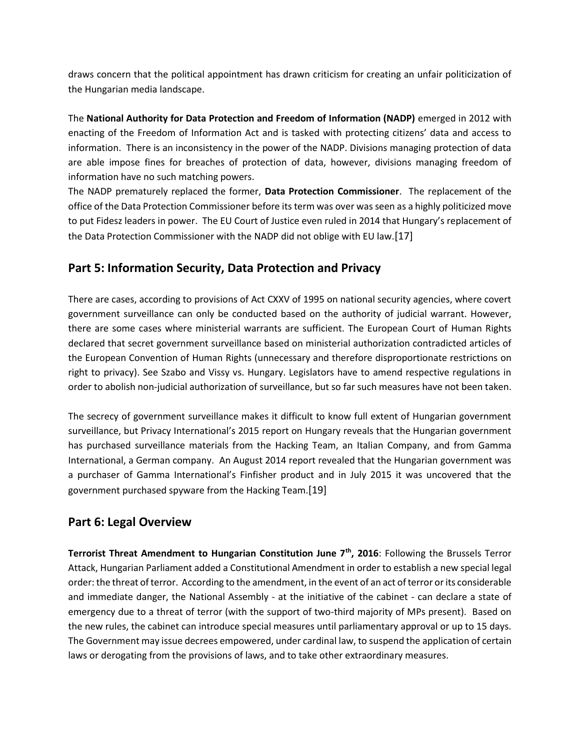draws concern that the political appointment has drawn criticism for creating an unfair politicization of the Hungarian media landscape.

The **National Authority for Data Protection and Freedom of Information (NADP)** emerged in 2012 with enacting of the Freedom of Information Act and is tasked with protecting citizens' data and access to information. There is an inconsistency in the power of the NADP. Divisions managing protection of data are able impose fines for breaches of protection of data, however, divisions managing freedom of information have no such matching powers.

The NADP prematurely replaced the former, **Data Protection Commissioner**. The replacement of the office of the Data Protection Commissioner before its term was over was seen as a highly politicized move to put Fidesz leaders in power. The EU Court of Justice even ruled in 2014 that Hungary's replacement of the Data Protection Commissioner with the NADP did not oblige with EU law.[17]

## Part 5: Information Security, Data Protection and Privacy

There are cases, according to provisions of Act CXXV of 1995 on national security agencies, where covert government surveillance can only be conducted based on the authority of judicial warrant. However, there are some cases where ministerial warrants are sufficient. The European Court of Human Rights declared that secret government surveillance based on ministerial authorization contradicted articles of the European Convention of Human Rights (unnecessary and therefore disproportionate restrictions on right to privacy). See Szabo and Vissy vs. Hungary. Legislators have to amend respective regulations in order to abolish non-judicial authorization of surveillance, but so far such measures have not been taken.

The secrecy of government surveillance makes it difficult to know full extent of Hungarian government surveillance, but Privacy International's 2015 report on Hungary reveals that the Hungarian government has purchased surveillance materials from the Hacking Team, an Italian Company, and from Gamma International, a German company. An August 2014 report revealed that the Hungarian government was a purchaser of Gamma International's Finfisher product and in July 2015 it was uncovered that the government purchased spyware from the Hacking Team.[19]

## Part 6: Legal Overview

**Terrorist Threat Amendment to Hungarian Constitution June 7th, 2016**: Following the Brussels Terror Attack, Hungarian Parliament added a Constitutional Amendment in order to establish a new special legal order: the threat of terror. According to the amendment, in the event of an act of terror or its considerable and immediate danger, the National Assembly - at the initiative of the cabinet - can declare a state of emergency due to a threat of terror (with the support of two-third majority of MPs present). Based on the new rules, the cabinet can introduce special measures until parliamentary approval or up to 15 days. The Government may issue decrees empowered, under cardinal law, to suspend the application of certain laws or derogating from the provisions of laws, and to take other extraordinary measures.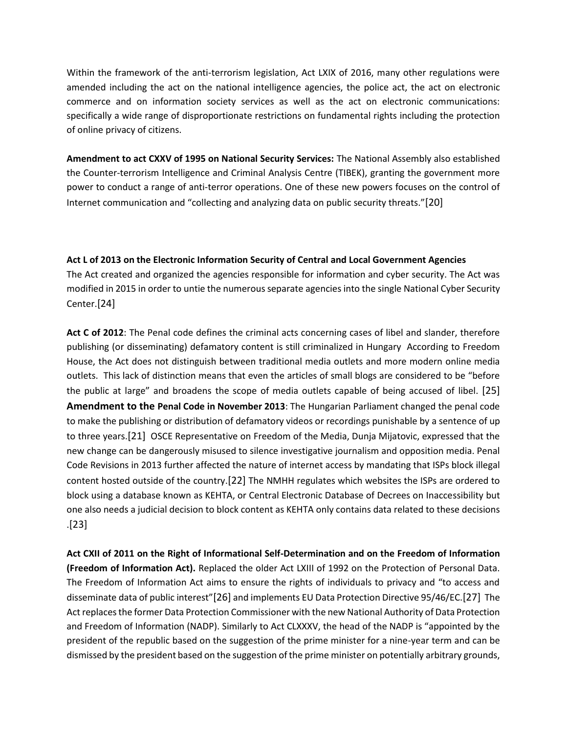Within the framework of the anti-terrorism legislation, Act LXIX of 2016, many other regulations were amended including the act on the national intelligence agencies, the police act, the act on electronic commerce and on information society services as well as the act on electronic communications: specifically a wide range of disproportionate restrictions on fundamental rights including the protection of online privacy of citizens.

**Amendment to act CXXV of 1995 on National Security Services:** The National Assembly also established the Counter-terrorism Intelligence and Criminal Analysis Centre (TIBEK), granting the government more power to conduct a range of anti-terror operations. One of these new powers focuses on the control of Internet communication and "collecting and analyzing data on public security threats."[20]

**Act L of 2013 on the Electronic Information Security of Central and Local Government Agencies**
The Act created and organized the agencies responsible for information and cyber security. The Act was modified in 2015 in order to untie the numerous separate agencies into the single National Cyber Security Center.[24]

**Act C of 2012**: The Penal code defines the criminal acts concerning cases of libel and slander, therefore publishing (or disseminating) defamatory content is still criminalized in Hungary According to Freedom House, the Act does not distinguish between traditional media outlets and more modern online media outlets. This lack of distinction means that even the articles of small blogs are considered to be "before the public at large" and broadens the scope of media outlets capable of being accused of libel. [25]
**Amendment to the Penal Code in November 2013**: The Hungarian Parliament changed the penal code to make the publishing or distribution of defamatory videos or recordings punishable by a sentence of up to three years.[21] OSCE Representative on Freedom of the Media, Dunja Mijatovic, expressed that the new change can be dangerously misused to silence investigative journalism and opposition media. Penal Code Revisions in 2013 further affected the nature of internet access by mandating that ISPs block illegal content hosted outside of the country.[22] The NMHH regulates which websites the ISPs are ordered to block using a database known as KEHTA, or Central Electronic Database of Decrees on Inaccessibility but one also needs a judicial decision to block content as KEHTA only contains data related to these decisions .[23]

**Act CXII of 2011 on the Right of Informational Self-Determination and on the Freedom of Information (Freedom of Information Act).** Replaced the older Act LXIII of 1992 on the Protection of Personal Data. The Freedom of Information Act aims to ensure the rights of individuals to privacy and "to access and disseminate data of public interest"[26] and implements EU Data Protection Directive 95/46/EC.[27] The Act replaces the former Data Protection Commissioner with the new National Authority of Data Protection and Freedom of Information (NADP). Similarly to Act CLXXXV, the head of the NADP is "appointed by the president of the republic based on the suggestion of the prime minister for a nine-year term and can be dismissed by the president based on the suggestion of the prime minister on potentially arbitrary grounds,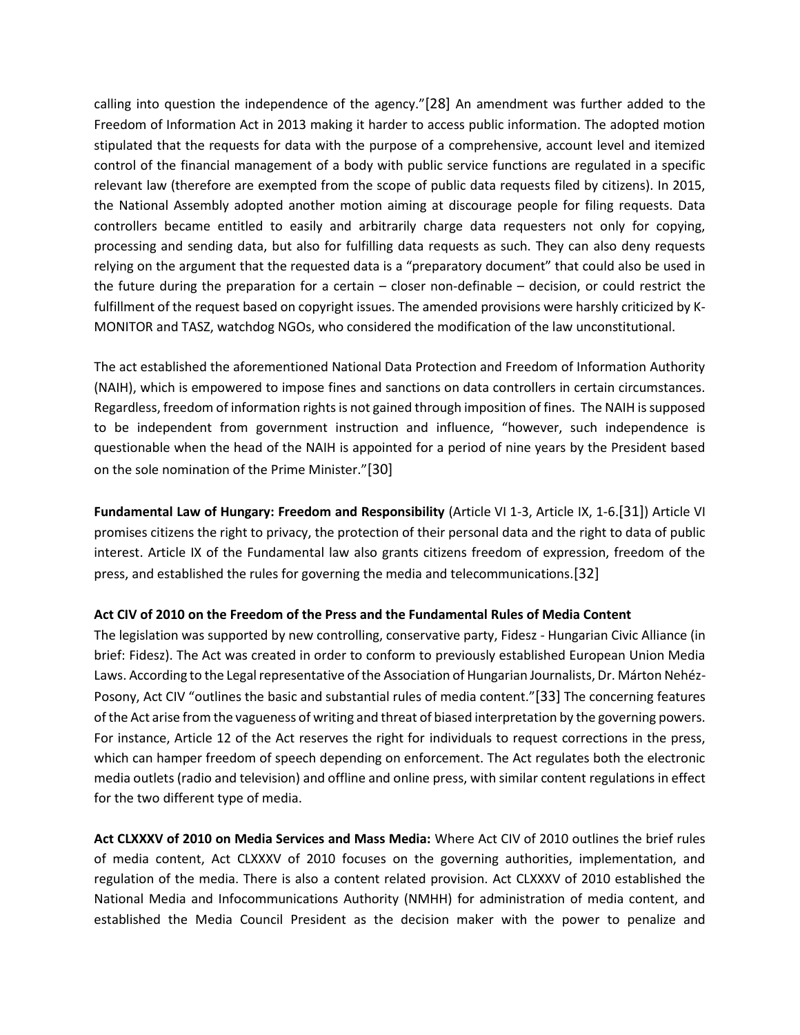calling into question the independence of the agency."[28] An amendment was further added to the Freedom of Information Act in 2013 making it harder to access public information. The adopted motion stipulated that the requests for data with the purpose of a comprehensive, account level and itemized control of the financial management of a body with public service functions are regulated in a specific relevant law (therefore are exempted from the scope of public data requests filed by citizens). In 2015, the National Assembly adopted another motion aiming at discourage people for filing requests. Data controllers became entitled to easily and arbitrarily charge data requesters not only for copying, processing and sending data, but also for fulfilling data requests as such. They can also deny requests relying on the argument that the requested data is a "preparatory document" that could also be used in the future during the preparation for a certain – closer non-definable – decision, or could restrict the fulfillment of the request based on copyright issues. The amended provisions were harshly criticized by K-MONITOR and TASZ, watchdog NGOs, who considered the modification of the law unconstitutional.

The act established the aforementioned National Data Protection and Freedom of Information Authority (NAIH), which is empowered to impose fines and sanctions on data controllers in certain circumstances. Regardless, freedom of information rights is not gained through imposition of fines. The NAIH is supposed to be independent from government instruction and influence, "however, such independence is questionable when the head of the NAIH is appointed for a period of nine years by the President based on the sole nomination of the Prime Minister."[30]

**Fundamental Law of Hungary: Freedom and Responsibility** (Article VI 1-3, Article IX, 1-6.[31]) Article VI promises citizens the right to privacy, the protection of their personal data and the right to data of public interest. Article IX of the Fundamental law also grants citizens freedom of expression, freedom of the press, and established the rules for governing the media and telecommunications.[32]

**Act CIV of 2010 on the Freedom of the Press and the Fundamental Rules of Media Content**

The legislation was supported by new controlling, conservative party, Fidesz - Hungarian Civic Alliance (in brief: Fidesz). The Act was created in order to conform to previously established European Union Media Laws. According to the Legal representative of the Association of Hungarian Journalists, Dr. Márton Nehéz-Posony, Act CIV "outlines the basic and substantial rules of media content."[33] The concerning features of the Act arise from the vagueness of writing and threat of biased interpretation by the governing powers. For instance, Article 12 of the Act reserves the right for individuals to request corrections in the press, which can hamper freedom of speech depending on enforcement. The Act regulates both the electronic media outlets (radio and television) and offline and online press, with similar content regulations in effect for the two different type of media.

**Act CLXXXV of 2010 on Media Services and Mass Media:** Where Act CIV of 2010 outlines the brief rules of media content, Act CLXXXV of 2010 focuses on the governing authorities, implementation, and regulation of the media. There is also a content related provision. Act CLXXXV of 2010 established the National Media and Infocommunications Authority (NMHH) for administration of media content, and established the Media Council President as the decision maker with the power to penalize and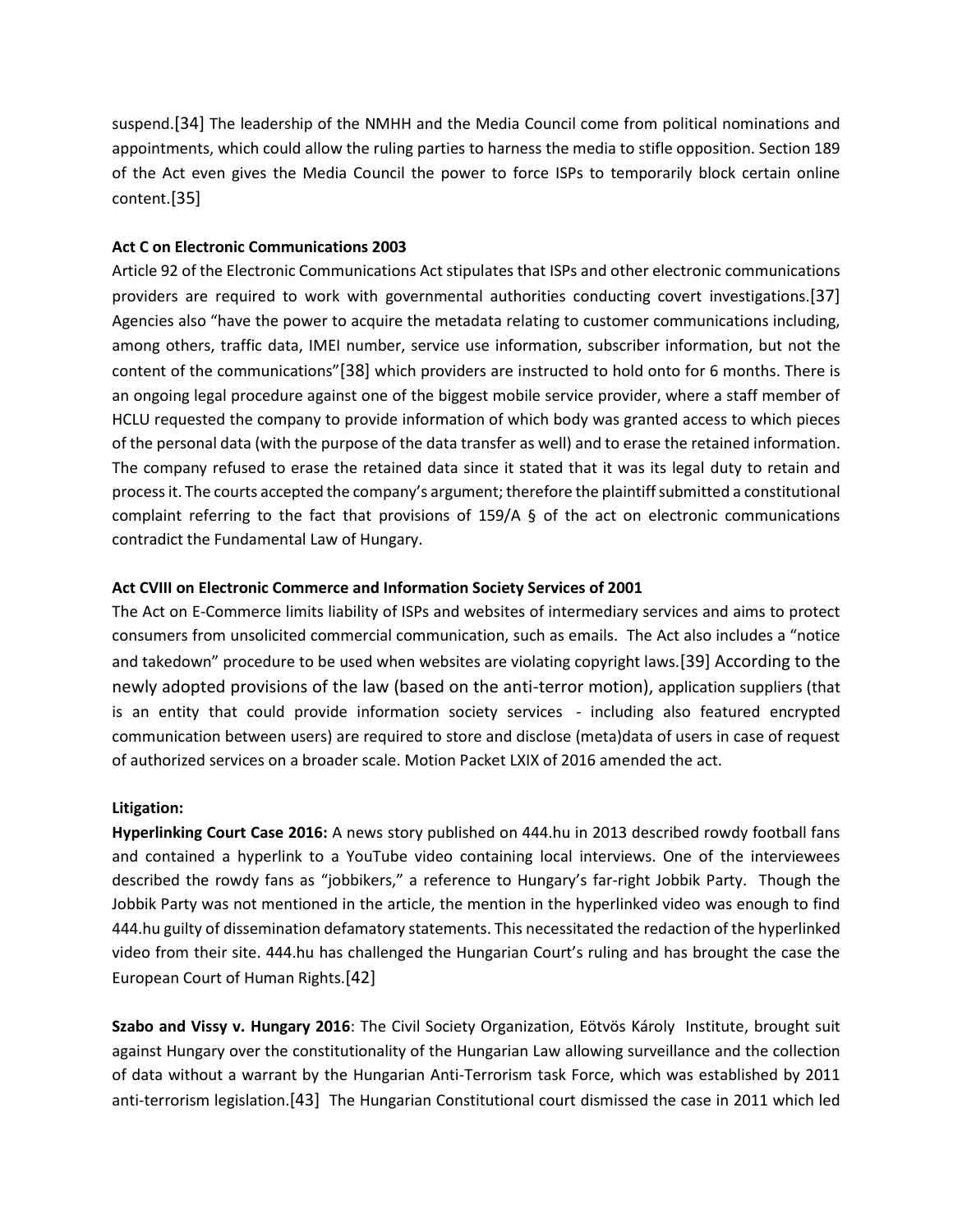suspend.[34] The leadership of the NMHH and the Media Council come from political nominations and appointments, which could allow the ruling parties to harness the media to stifle opposition. Section 189 of the Act even gives the Media Council the power to force ISPs to temporarily block certain online content.[35]

**Act C on Electronic Communications 2003**

Article 92 of the Electronic Communications Act stipulates that ISPs and other electronic communications providers are required to work with governmental authorities conducting covert investigations.[37] Agencies also "have the power to acquire the metadata relating to customer communications including, among others, traffic data, IMEI number, service use information, subscriber information, but not the content of the communications"[38] which providers are instructed to hold onto for 6 months. There is an ongoing legal procedure against one of the biggest mobile service provider, where a staff member of HCLU requested the company to provide information of which body was granted access to which pieces of the personal data (with the purpose of the data transfer as well) and to erase the retained information. The company refused to erase the retained data since it stated that it was its legal duty to retain and process it. The courts accepted the company's argument; therefore the plaintiff submitted a constitutional complaint referring to the fact that provisions of 159/A § of the act on electronic communications contradict the Fundamental Law of Hungary.

**Act CVIII on Electronic Commerce and Information Society Services of 2001**

The Act on E-Commerce limits liability of ISPs and websites of intermediary services and aims to protect consumers from unsolicited commercial communication, such as emails. The Act also includes a "notice and takedown" procedure to be used when websites are violating copyright laws.[39] According to the newly adopted provisions of the law (based on the anti-terror motion), application suppliers (that is an entity that could provide information society services - including also featured encrypted communication between users) are required to store and disclose (meta)data of users in case of request of authorized services on a broader scale. Motion Packet LXIX of 2016 amended the act.

**Litigation:**

**Hyperlinking Court Case 2016:** A news story published on 444.hu in 2013 described rowdy football fans and contained a hyperlink to a YouTube video containing local interviews. One of the interviewees described the rowdy fans as "jobbikers," a reference to Hungary's far-right Jobbik Party. Though the Jobbik Party was not mentioned in the article, the mention in the hyperlinked video was enough to find 444.hu guilty of dissemination defamatory statements. This necessitated the redaction of the hyperlinked video from their site. 444.hu has challenged the Hungarian Court's ruling and has brought the case the European Court of Human Rights.[42]

**Szabo and Vissy v. Hungary 2016**: The Civil Society Organization, Eötvös Károly Institute, brought suit against Hungary over the constitutionality of the Hungarian Law allowing surveillance and the collection of data without a warrant by the Hungarian Anti-Terrorism task Force, which was established by 2011 anti-terrorism legislation.[43] The Hungarian Constitutional court dismissed the case in 2011 which led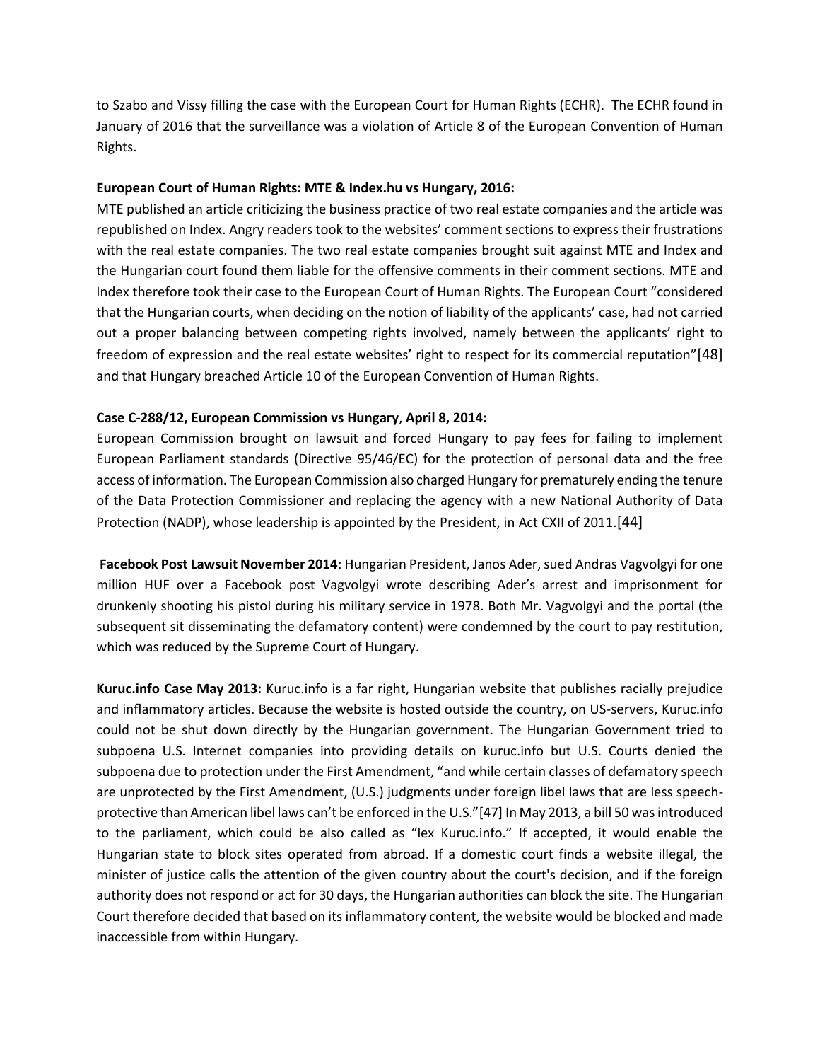to Szabo and Vissy filling the case with the European Court for Human Rights (ECHR). The ECHR found in January of 2016 that the surveillance was a violation of Article 8 of the European Convention of Human Rights.

**European Court of Human Rights: MTE & Index.hu vs Hungary, 2016:**
MTE published an article criticizing the business practice of two real estate companies and the article was republished on Index. Angry readers took to the websites' comment sections to express their frustrations with the real estate companies. The two real estate companies brought suit against MTE and Index and the Hungarian court found them liable for the offensive comments in their comment sections. MTE and Index therefore took their case to the European Court of Human Rights. The European Court "considered that the Hungarian courts, when deciding on the notion of liability of the applicants' case, had not carried out a proper balancing between competing rights involved, namely between the applicants' right to freedom of expression and the real estate websites' right to respect for its commercial reputation"[48] and that Hungary breached Article 10 of the European Convention of Human Rights.

**Case C-288/12, European Commission vs Hungary, April 8, 2014:**
European Commission brought on lawsuit and forced Hungary to pay fees for failing to implement European Parliament standards (Directive 95/46/EC) for the protection of personal data and the free access of information. The European Commission also charged Hungary for prematurely ending the tenure of the Data Protection Commissioner and replacing the agency with a new National Authority of Data Protection (NADP), whose leadership is appointed by the President, in Act CXII of 2011.[44]

**Facebook Post Lawsuit November 2014**: Hungarian President, Janos Ader, sued Andras Vagvolgyi for one million HUF over a Facebook post Vagvolgyi wrote describing Ader's arrest and imprisonment for drunkenly shooting his pistol during his military service in 1978. Both Mr. Vagvolgyi and the portal (the subsequent sit disseminating the defamatory content) were condemned by the court to pay restitution, which was reduced by the Supreme Court of Hungary.

**Kuruc.info Case May 2013:** Kuruc.info is a far right, Hungarian website that publishes racially prejudice and inflammatory articles. Because the website is hosted outside the country, on US-servers, Kuruc.info could not be shut down directly by the Hungarian government. The Hungarian Government tried to subpoena U.S. Internet companies into providing details on kuruc.info but U.S. Courts denied the subpoena due to protection under the First Amendment, "and while certain classes of defamatory speech are unprotected by the First Amendment, (U.S.) judgments under foreign libel laws that are less speech-protective than American libel laws can't be enforced in the U.S."[47] In May 2013, a bill 50 was introduced to the parliament, which could be also called as "lex Kuruc.info." If accepted, it would enable the Hungarian state to block sites operated from abroad. If a domestic court finds a website illegal, the minister of justice calls the attention of the given country about the court's decision, and if the foreign authority does not respond or act for 30 days, the Hungarian authorities can block the site. The Hungarian Court therefore decided that based on its inflammatory content, the website would be blocked and made inaccessible from within Hungary.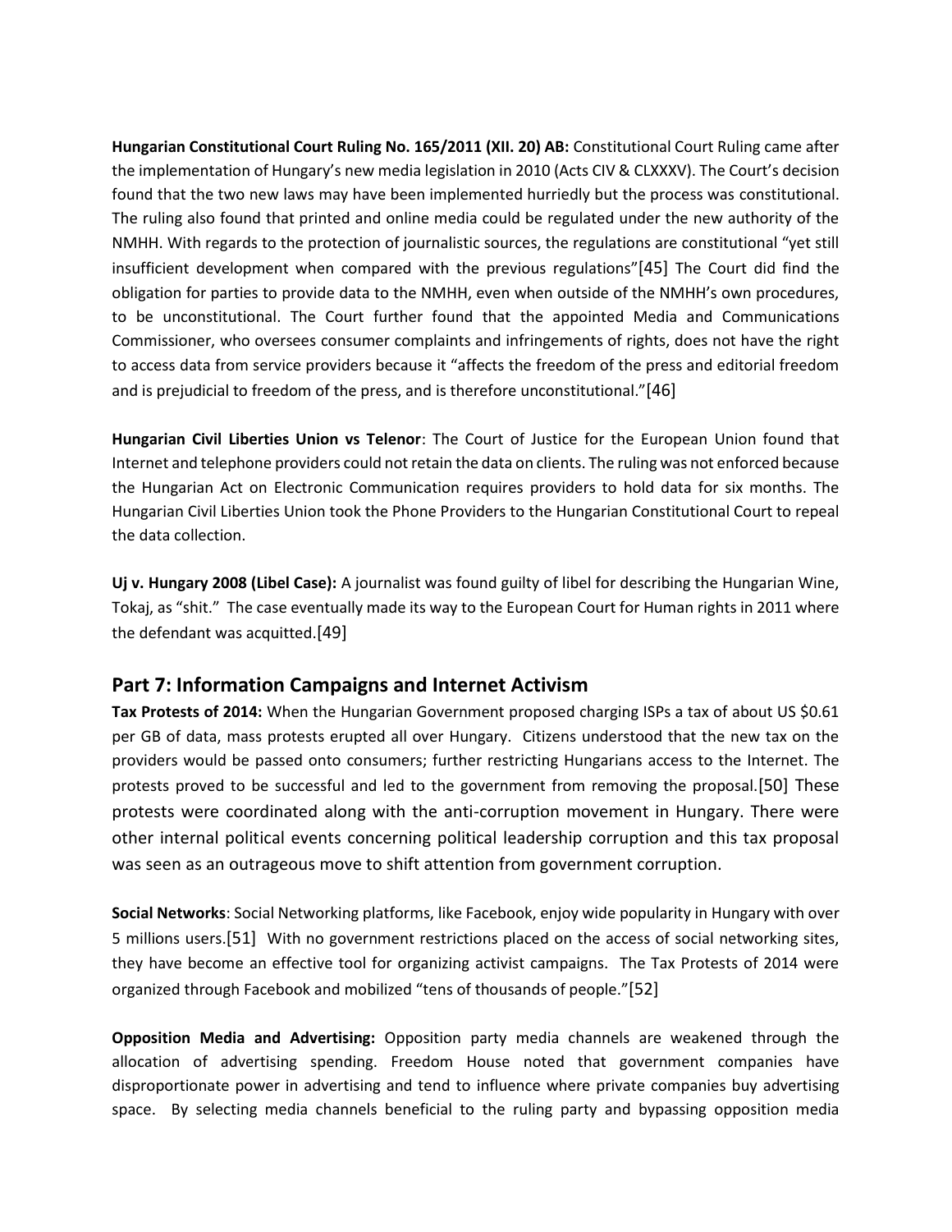**Hungarian Constitutional Court Ruling No. 165/2011 (XII. 20) AB:** Constitutional Court Ruling came after the implementation of Hungary's new media legislation in 2010 (Acts CIV & CLXXXV). The Court's decision found that the two new laws may have been implemented hurriedly but the process was constitutional. The ruling also found that printed and online media could be regulated under the new authority of the NMHH. With regards to the protection of journalistic sources, the regulations are constitutional "yet still insufficient development when compared with the previous regulations"[45] The Court did find the obligation for parties to provide data to the NMHH, even when outside of the NMHH's own procedures, to be unconstitutional. The Court further found that the appointed Media and Communications Commissioner, who oversees consumer complaints and infringements of rights, does not have the right to access data from service providers because it "affects the freedom of the press and editorial freedom and is prejudicial to freedom of the press, and is therefore unconstitutional."[46]

**Hungarian Civil Liberties Union vs Telenor**: The Court of Justice for the European Union found that Internet and telephone providers could not retain the data on clients. The ruling was not enforced because the Hungarian Act on Electronic Communication requires providers to hold data for six months. The Hungarian Civil Liberties Union took the Phone Providers to the Hungarian Constitutional Court to repeal the data collection.

**Uj v. Hungary 2008 (Libel Case):** A journalist was found guilty of libel for describing the Hungarian Wine, Tokaj, as "shit." The case eventually made its way to the European Court for Human rights in 2011 where the defendant was acquitted.[49]

## Part 7: Information Campaigns and Internet Activism

**Tax Protests of 2014:** When the Hungarian Government proposed charging ISPs a tax of about US $0.61 per GB of data, mass protests erupted all over Hungary. Citizens understood that the new tax on the providers would be passed onto consumers; further restricting Hungarians access to the Internet. The protests proved to be successful and led to the government from removing the proposal.[50] These protests were coordinated along with the anti-corruption movement in Hungary. There were other internal political events concerning political leadership corruption and this tax proposal was seen as an outrageous move to shift attention from government corruption.

**Social Networks**: Social Networking platforms, like Facebook, enjoy wide popularity in Hungary with over 5 millions users.[51] With no government restrictions placed on the access of social networking sites, they have become an effective tool for organizing activist campaigns. The Tax Protests of 2014 were organized through Facebook and mobilized "tens of thousands of people."[52]

**Opposition Media and Advertising:** Opposition party media channels are weakened through the allocation of advertising spending. Freedom House noted that government companies have disproportionate power in advertising and tend to influence where private companies buy advertising space. By selecting media channels beneficial to the ruling party and bypassing opposition media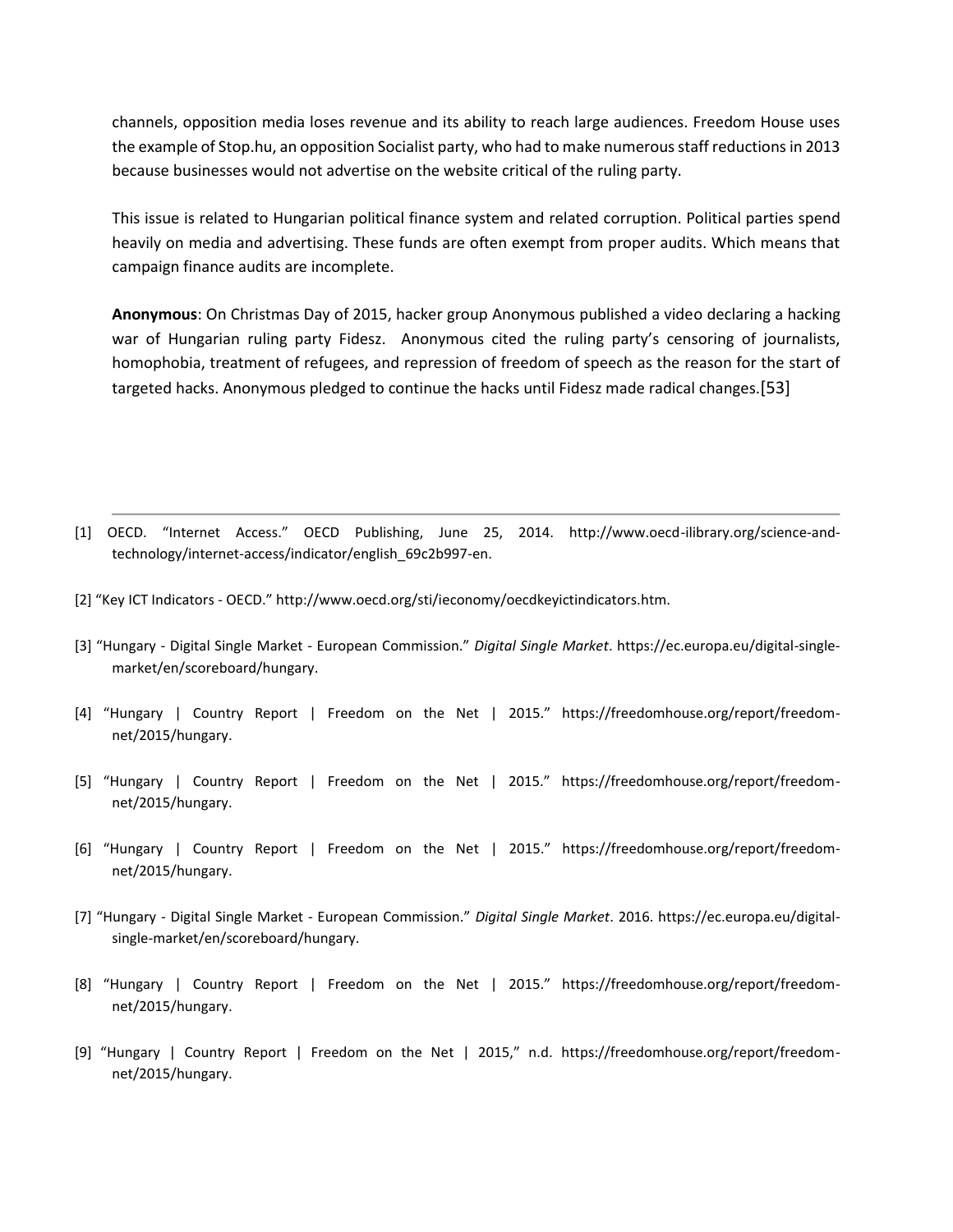channels, opposition media loses revenue and its ability to reach large audiences. Freedom House uses the example of Stop.hu, an opposition Socialist party, who had to make numerous staff reductions in 2013 because businesses would not advertise on the website critical of the ruling party.

This issue is related to Hungarian political finance system and related corruption. Political parties spend heavily on media and advertising. These funds are often exempt from proper audits. Which means that campaign finance audits are incomplete.

**Anonymous**: On Christmas Day of 2015, hacker group Anonymous published a video declaring a hacking war of Hungarian ruling party Fidesz. Anonymous cited the ruling party's censoring of journalists, homophobia, treatment of refugees, and repression of freedom of speech as the reason for the start of targeted hacks. Anonymous pledged to continue the hacks until Fidesz made radical changes.[53]

---

[1] OECD. "Internet Access." OECD Publishing, June 25, 2014. http://www.oecd-ilibrary.org/science-and-technology/internet-access/indicator/english_69c2b997-en.

[2] "Key ICT Indicators - OECD." http://www.oecd.org/sti/ieconomy/oecdkeyictindicators.htm.

[3] "Hungary - Digital Single Market - European Commission." *Digital Single Market*. https://ec.europa.eu/digital-single-market/en/scoreboard/hungary.

[4] "Hungary | Country Report | Freedom on the Net | 2015." https://freedomhouse.org/report/freedom-net/2015/hungary.

[5] "Hungary | Country Report | Freedom on the Net | 2015." https://freedomhouse.org/report/freedom-net/2015/hungary.

[6] "Hungary | Country Report | Freedom on the Net | 2015." https://freedomhouse.org/report/freedom-net/2015/hungary.

[7] "Hungary - Digital Single Market - European Commission." *Digital Single Market*. 2016. https://ec.europa.eu/digital-single-market/en/scoreboard/hungary.

[8] "Hungary | Country Report | Freedom on the Net | 2015." https://freedomhouse.org/report/freedom-net/2015/hungary.

[9] "Hungary | Country Report | Freedom on the Net | 2015," n.d. https://freedomhouse.org/report/freedom-net/2015/hungary.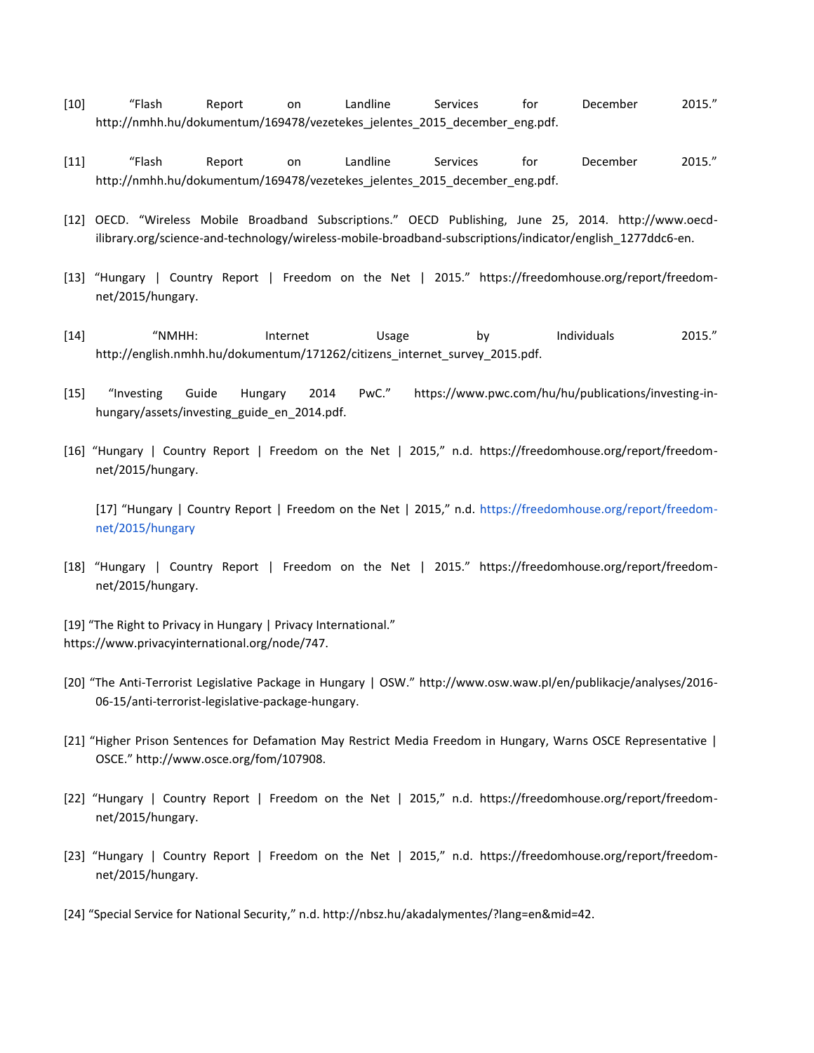[10] “Flash Report on Landline Services for December 2015.” http://nmhh.hu/dokumentum/169478/vezetekes_jelentes_2015_december_eng.pdf.

[11] “Flash Report on Landline Services for December 2015.” http://nmhh.hu/dokumentum/169478/vezetekes_jelentes_2015_december_eng.pdf.

[12] OECD. “Wireless Mobile Broadband Subscriptions.” OECD Publishing, June 25, 2014. http://www.oecd-ilibrary.org/science-and-technology/wireless-mobile-broadband-subscriptions/indicator/english_1277ddc6-en.

[13] “Hungary | Country Report | Freedom on the Net | 2015.” https://freedomhouse.org/report/freedom-net/2015/hungary.

[14] “NMHH: Internet Usage by Individuals 2015.” http://english.nmhh.hu/dokumentum/171262/citizens_internet_survey_2015.pdf.

[15] “Investing Guide Hungary 2014 PwC.” https://www.pwc.com/hu/hu/publications/investing-in-hungary/assets/investing_guide_en_2014.pdf.

[16] “Hungary | Country Report | Freedom on the Net | 2015,” n.d. https://freedomhouse.org/report/freedom-net/2015/hungary.

[17] “Hungary | Country Report | Freedom on the Net | 2015,” n.d. https://freedomhouse.org/report/freedom-net/2015/hungary

[18] “Hungary | Country Report | Freedom on the Net | 2015.” https://freedomhouse.org/report/freedom-net/2015/hungary.

[19] “The Right to Privacy in Hungary | Privacy International.” https://www.privacyinternational.org/node/747.

[20] “The Anti-Terrorist Legislative Package in Hungary | OSW.” http://www.osw.waw.pl/en/publikacje/analyses/2016-06-15/anti-terrorist-legislative-package-hungary.

[21] “Higher Prison Sentences for Defamation May Restrict Media Freedom in Hungary, Warns OSCE Representative | OSCE.” http://www.osce.org/fom/107908.

[22] “Hungary | Country Report | Freedom on the Net | 2015,” n.d. https://freedomhouse.org/report/freedom-net/2015/hungary.

[23] “Hungary | Country Report | Freedom on the Net | 2015,” n.d. https://freedomhouse.org/report/freedom-net/2015/hungary.

[24] “Special Service for National Security,” n.d. http://nbsz.hu/akadalymentes/?lang=en&mid=42.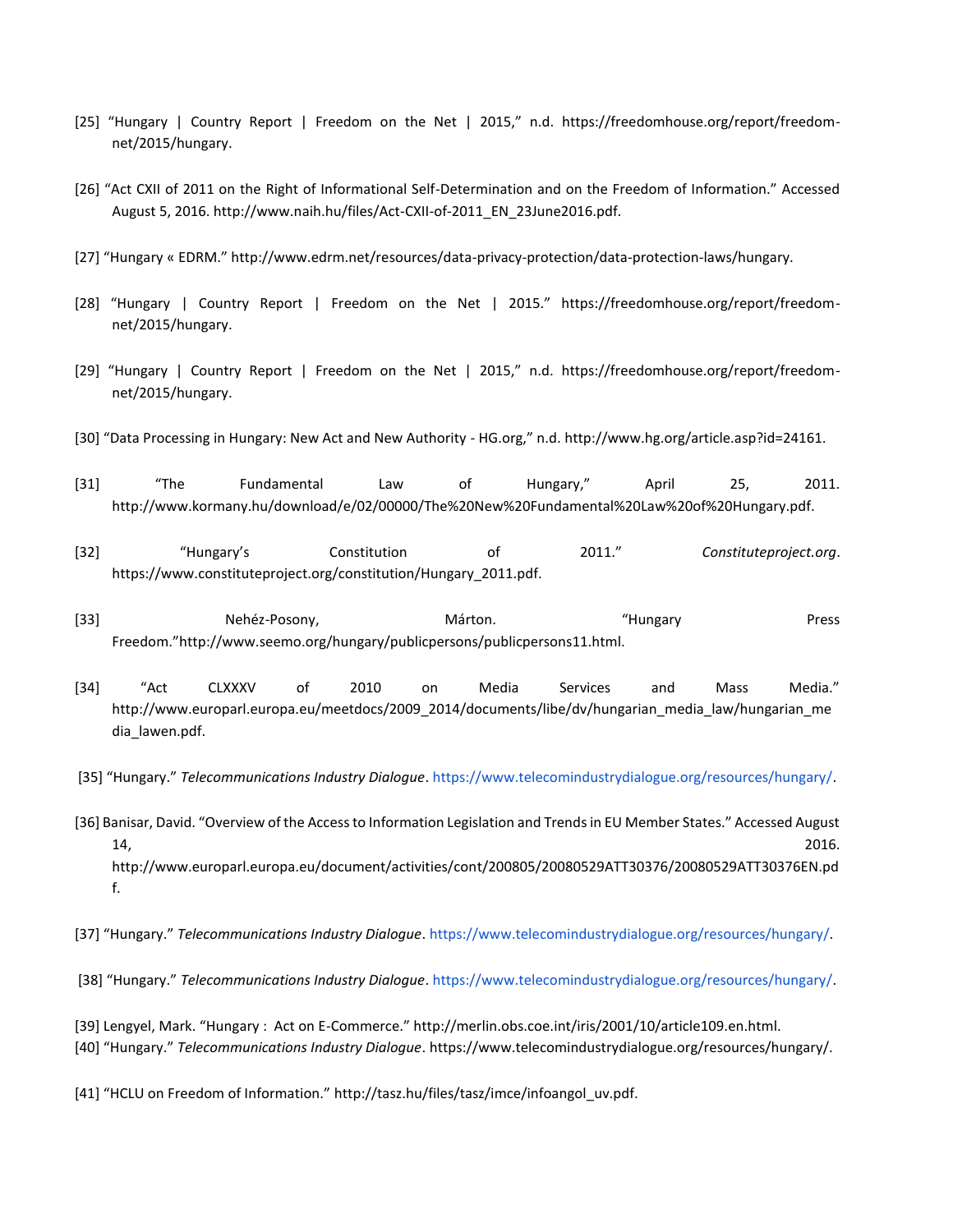[25] “Hungary | Country Report | Freedom on the Net | 2015,” n.d. https://freedomhouse.org/report/freedom-net/2015/hungary.

[26] “Act CXII of 2011 on the Right of Informational Self-Determination and on the Freedom of Information.” Accessed August 5, 2016. http://www.naih.hu/files/Act-CXII-of-2011_EN_23June2016.pdf.

[27] “Hungary « EDRM.” http://www.edrm.net/resources/data-privacy-protection/data-protection-laws/hungary.

[28] “Hungary | Country Report | Freedom on the Net | 2015.” https://freedomhouse.org/report/freedom-net/2015/hungary.

[29] “Hungary | Country Report | Freedom on the Net | 2015,” n.d. https://freedomhouse.org/report/freedom-net/2015/hungary.

[30] “Data Processing in Hungary: New Act and New Authority - HG.org,” n.d. http://www.hg.org/article.asp?id=24161.

[31] “The Fundamental Law of Hungary,” April 25, 2011. http://www.kormany.hu/download/e/02/00000/The%20New%20Fundamental%20Law%20of%20Hungary.pdf.

[32] “Hungary’s Constitution of 2011.” *Constituteproject.org*. https://www.constituteproject.org/constitution/Hungary_2011.pdf.

[33] Nehéz-Posony, Márton. “Hungary Press Freedom.”http://www.seemo.org/hungary/publicpersons/publicpersons11.html.

[34] “Act CLXXXV of 2010 on Media Services and Mass Media.” http://www.europarl.europa.eu/meetdocs/2009_2014/documents/libe/dv/hungarian_media_law/hungarian_media_lawen.pdf.

[35] “Hungary.” *Telecommunications Industry Dialogue*. https://www.telecomindustrydialogue.org/resources/hungary/.

[36] Banisar, David. “Overview of the Access to Information Legislation and Trends in EU Member States.” Accessed August 14, 2016. http://www.europarl.europa.eu/document/activities/cont/200805/20080529ATT30376/20080529ATT30376EN.pdf.

[37] “Hungary.” *Telecommunications Industry Dialogue*. https://www.telecomindustrydialogue.org/resources/hungary/.

[38] “Hungary.” *Telecommunications Industry Dialogue*. https://www.telecomindustrydialogue.org/resources/hungary/.

[39] Lengyel, Mark. “Hungary : Act on E-Commerce.” http://merlin.obs.coe.int/iris/2001/10/article109.en.html.

[40] “Hungary.” *Telecommunications Industry Dialogue*. https://www.telecomindustrydialogue.org/resources/hungary/.

[41] “HCLU on Freedom of Information.” http://tasz.hu/files/tasz/imce/infoangol_uv.pdf.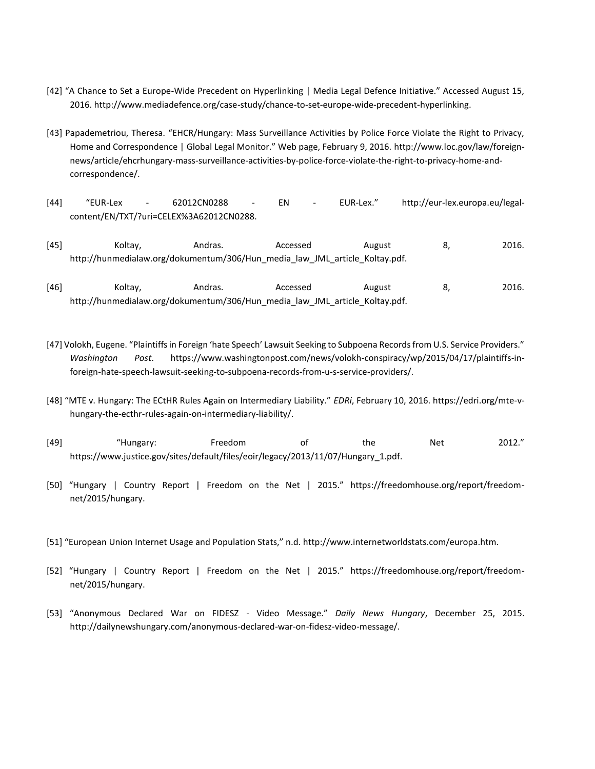[42] "A Chance to Set a Europe-Wide Precedent on Hyperlinking | Media Legal Defence Initiative." Accessed August 15, 2016. http://www.mediadefence.org/case-study/chance-to-set-europe-wide-precedent-hyperlinking.

[43] Papademetriou, Theresa. "EHCR/Hungary: Mass Surveillance Activities by Police Force Violate the Right to Privacy, Home and Correspondence | Global Legal Monitor." Web page, February 9, 2016. http://www.loc.gov/law/foreign-news/article/ehcrhungary-mass-surveillance-activities-by-police-force-violate-the-right-to-privacy-home-and-correspondence/.

[44] "EUR-Lex - 62012CN0288 - EN - EUR-Lex." http://eur-lex.europa.eu/legal-content/EN/TXT/?uri=CELEX%3A62012CN0288.

[45] Koltay, Andras. Accessed August 8, 2016. http://hunmedialaw.org/dokumentum/306/Hun_media_law_JML_article_Koltay.pdf.

[46] Koltay, Andras. Accessed August 8, 2016. http://hunmedialaw.org/dokumentum/306/Hun_media_law_JML_article_Koltay.pdf.

[47] Volokh, Eugene. "Plaintiffs in Foreign 'hate Speech' Lawsuit Seeking to Subpoena Records from U.S. Service Providers." *Washington Post*. https://www.washingtonpost.com/news/volokh-conspiracy/wp/2015/04/17/plaintiffs-in-foreign-hate-speech-lawsuit-seeking-to-subpoena-records-from-u-s-service-providers/.

[48] "MTE v. Hungary: The ECtHR Rules Again on Intermediary Liability." *EDRi*, February 10, 2016. https://edri.org/mte-v-hungary-the-ecthr-rules-again-on-intermediary-liability/.

[49] "Hungary: Freedom of the Net 2012." https://www.justice.gov/sites/default/files/eoir/legacy/2013/11/07/Hungary_1.pdf.

[50] "Hungary | Country Report | Freedom on the Net | 2015." https://freedomhouse.org/report/freedom-net/2015/hungary.

[51] "European Union Internet Usage and Population Stats," n.d. http://www.internetworldstats.com/europa.htm.

[52] "Hungary | Country Report | Freedom on the Net | 2015." https://freedomhouse.org/report/freedom-net/2015/hungary.

[53] "Anonymous Declared War on FIDESZ - Video Message." *Daily News Hungary*, December 25, 2015. http://dailynewshungary.com/anonymous-declared-war-on-fidesz-video-message/.